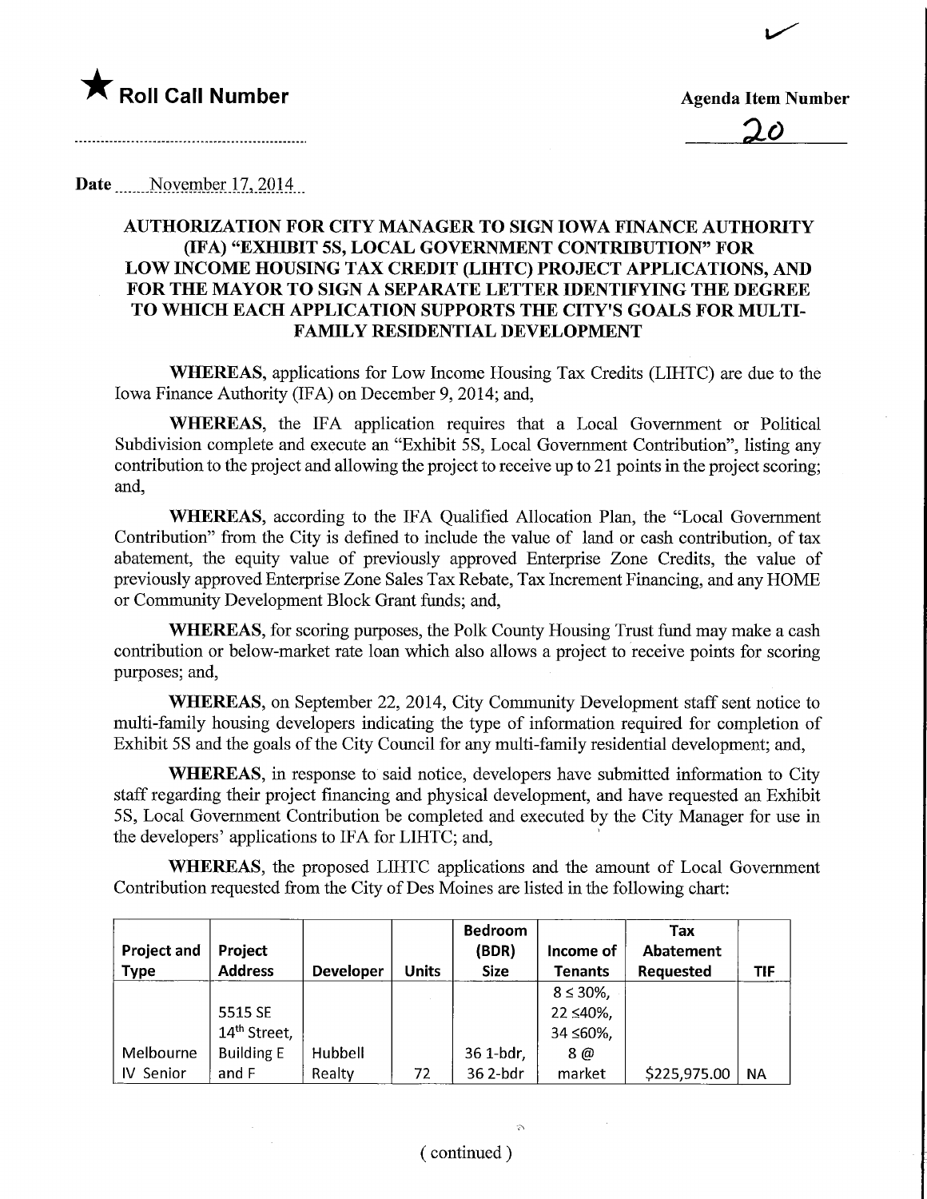★ **Roll Call Number**

**Agenda Item Number**

20

**Date** November 17, 2014

## AUTHORIZATION FOR CITY MANAGER TO SIGN IOWA FINANCE AUTHORITY (IFA) "EXHIBIT 5S, LOCAL GOVERNMENT CONTRIBUTION" FOR LOW INCOME HOUSING TAX CREDIT (LIHTC) PROJECT APPLICATIONS, AND FOR THE MAYOR TO SIGN A SEPARATE LETTER IDENTIFYING THE DEGREE TO WHICH EACH APPLICATION SUPPORTS THE CITY'S GOALS FOR MULTI-FAMILY RESIDENTIAL DEVELOPMENT

**WHEREAS**, applications for Low Income Housing Tax Credits (LIHTC) are due to the Iowa Finance Authority (IFA) on December 9, 2014; and,

**WHEREAS**, the IFA application requires that a Local Government or Political Subdivision complete and execute an "Exhibit 5S, Local Government Contribution", listing any contribution to the project and allowing the project to receive up to 21 points in the project scoring; and,

**WHEREAS**, according to the IFA Qualified Allocation Plan, the "Local Government Contribution" from the City is defined to include the value of land or cash contribution, of tax abatement, the equity value of previously approved Enterprise Zone Credits, the value of previously approved Enterprise Zone Sales Tax Rebate, Tax Increment Financing, and any HOME or Community Development Block Grant funds; and,

**WHEREAS**, for scoring purposes, the Polk County Housing Trust fund may make a cash contribution or below-market rate loan which also allows a project to receive points for scoring purposes; and,

**WHEREAS**, on September 22, 2014, City Community Development staff sent notice to multi-family housing developers indicating the type of information required for completion of Exhibit 5S and the goals of the City Council for any multi-family residential development; and,

**WHEREAS**, in response to said notice, developers have submitted information to City staff regarding their project financing and physical development, and have requested an Exhibit 5S, Local Government Contribution be completed and executed by the City Manager for use in the developers' applications to IFA for LIHTC; and,

**WHEREAS**, the proposed LIHTC applications and the amount of Local Government Contribution requested from the City of Des Moines are listed in the following chart:

| Project and Type | Project Address | Developer | Units | Bedroom (BDR) Size | Income of Tenants | Tax Abatement Requested | TIF |
|---|---|---|---|---|---|---|---|
| Melbourne IV Senior | 5515 SE 14th Street, Building E and F | Hubbell Realty | 72 | 36 1-bdr, 36 2-bdr | 8 ≤ 30%, 22 ≤40%, 34 ≤60%, 8 @ market | $225,975.00 | NA |

( continued )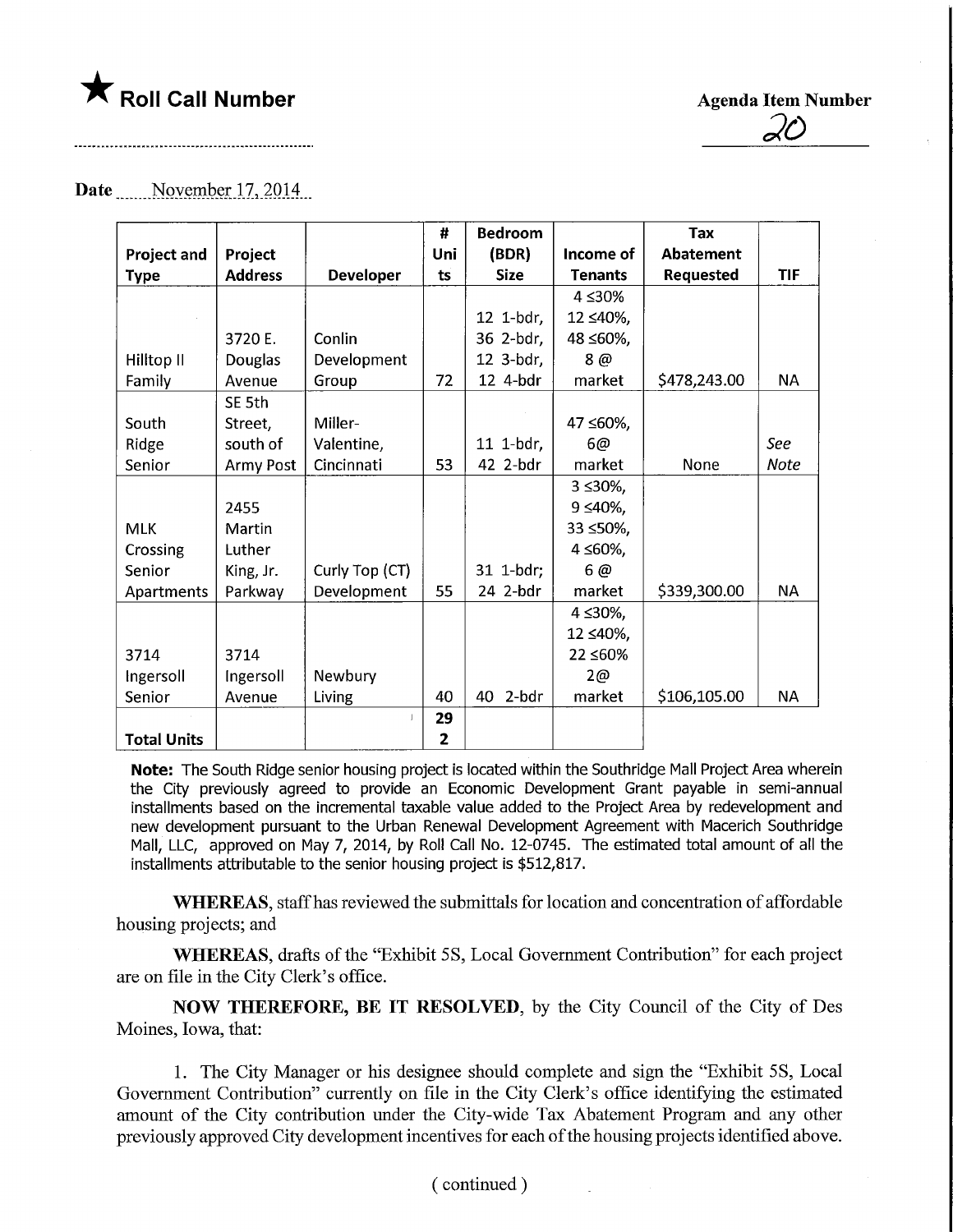★ **Roll Call Number**

**Agenda Item Number**

20

**Date** November 17, 2014

| Project and Type | Project Address | Developer | # Units | Bedroom (BDR) Size | Income of Tenants | Tax Abatement Requested | TIF |
|---|---|---|---|---|---|---|---|
| Hilltop II Family | 3720 E. Douglas Avenue | Conlin Development Group | 72 | 12 1-bdr, 36 2-bdr, 12 3-bdr, 12 4-bdr | 4 ≤30% 12 ≤40%, 48 ≤60%, 8 @ market | $478,243.00 | NA |
| South Ridge Senior | SE 5th Street, south of Army Post | Miller-Valentine, Cincinnati | 53 | 11 1-bdr, 42 2-bdr | 47 ≤60%, 6@ market | None | *See Note* |
| MLK Crossing Senior Apartments | 2455 Martin Luther King, Jr. Parkway | Curly Top (CT) Development | 55 | 31 1-bdr; 24 2-bdr | 3 ≤30%, 9 ≤40%, 33 ≤50%, 4 ≤60%, 6 @ market | $339,300.00 | NA |
| 3714 Ingersoll Senior | 3714 Ingersoll Avenue | Newbury Living | 40 | 40 2-bdr | 4 ≤30%, 12 ≤40%, 22 ≤60% 2@ market | $106,105.00 | NA |
| **Total Units** | | | 292 | | | | |

**Note:** The South Ridge senior housing project is located within the Southridge Mall Project Area wherein the City previously agreed to provide an Economic Development Grant payable in semi-annual installments based on the incremental taxable value added to the Project Area by redevelopment and new development pursuant to the Urban Renewal Development Agreement with Macerich Southridge Mall, LLC, approved on May 7, 2014, by Roll Call No. 12-0745. The estimated total amount of all the installments attributable to the senior housing project is $512,817.

**WHEREAS**, staff has reviewed the submittals for location and concentration of affordable housing projects; and

**WHEREAS**, drafts of the "Exhibit 5S, Local Government Contribution" for each project are on file in the City Clerk's office.

**NOW THEREFORE, BE IT RESOLVED**, by the City Council of the City of Des Moines, Iowa, that:

1. The City Manager or his designee should complete and sign the "Exhibit 5S, Local Government Contribution" currently on file in the City Clerk's office identifying the estimated amount of the City contribution under the City-wide Tax Abatement Program and any other previously approved City development incentives for each of the housing projects identified above.

( continued )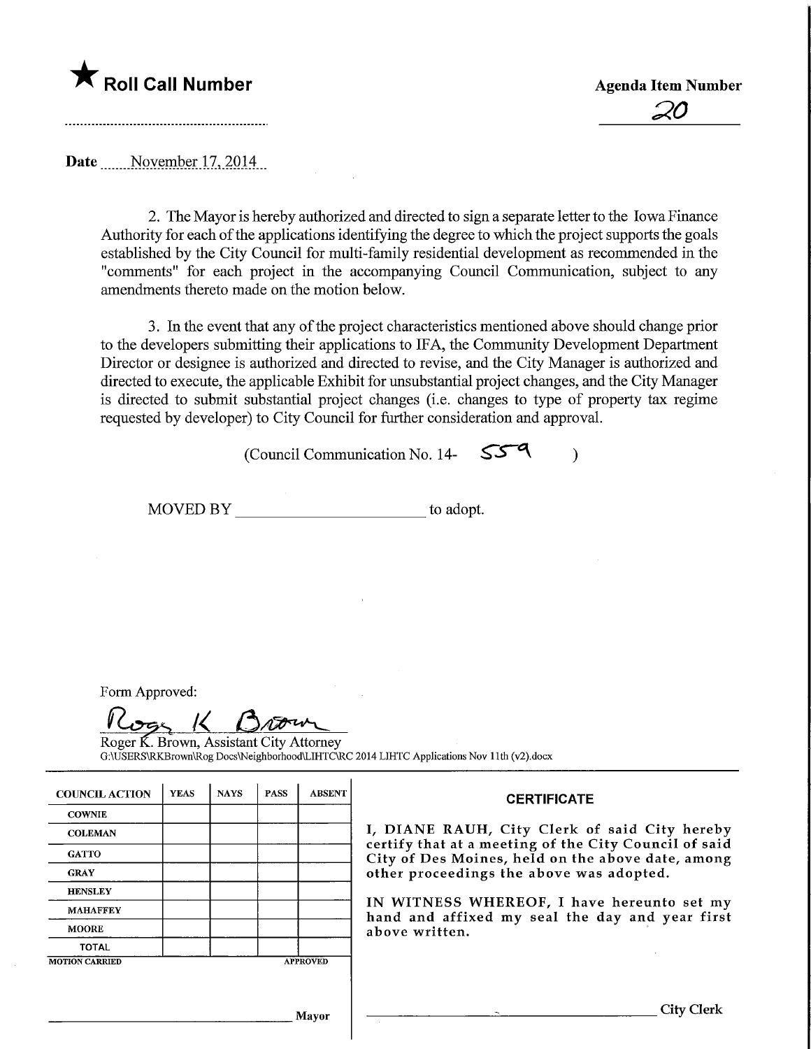★ **Roll Call Number**

**Agenda Item Number**

20

**Date** November 17, 2014

2. The Mayor is hereby authorized and directed to sign a separate letter to the Iowa Finance Authority for each of the applications identifying the degree to which the project supports the goals established by the City Council for multi-family residential development as recommended in the "comments" for each project in the accompanying Council Communication, subject to any amendments thereto made on the motion below.

3. In the event that any of the project characteristics mentioned above should change prior to the developers submitting their applications to IFA, the Community Development Department Director or designee is authorized and directed to revise, and the City Manager is authorized and directed to execute, the applicable Exhibit for unsubstantial project changes, and the City Manager is directed to submit substantial project changes (i.e. changes to type of property tax regime requested by developer) to City Council for further consideration and approval.

(Council Communication No. 14- 559 )

MOVED BY ______________________ to adopt.

Form Approved:

Roger K. Brown

Roger K. Brown, Assistant City Attorney
G:\USERS\RKBrown\Rog Docs\Neighborhood\LIHTC\RC 2014 LIHTC Applications Nov 11th (v2).docx

| COUNCIL ACTION | YEAS | NAYS | PASS | ABSENT |
|---|---|---|---|---|
| COWNIE | | | | |
| COLEMAN | | | | |
| GATTO | | | | |
| GRAY | | | | |
| HENSLEY | | | | |
| MAHAFFEY | | | | |
| MOORE | | | | |
| TOTAL | | | | |
| MOTION CARRIED | | | | APPROVED |

______________________ Mayor

**CERTIFICATE**

I, DIANE RAUH, City Clerk of said City hereby certify that at a meeting of the City Council of said City of Des Moines, held on the above date, among other proceedings the above was adopted.

IN WITNESS WHEREOF, I have hereunto set my hand and affixed my seal the day and year first above written.

______________________ City Clerk